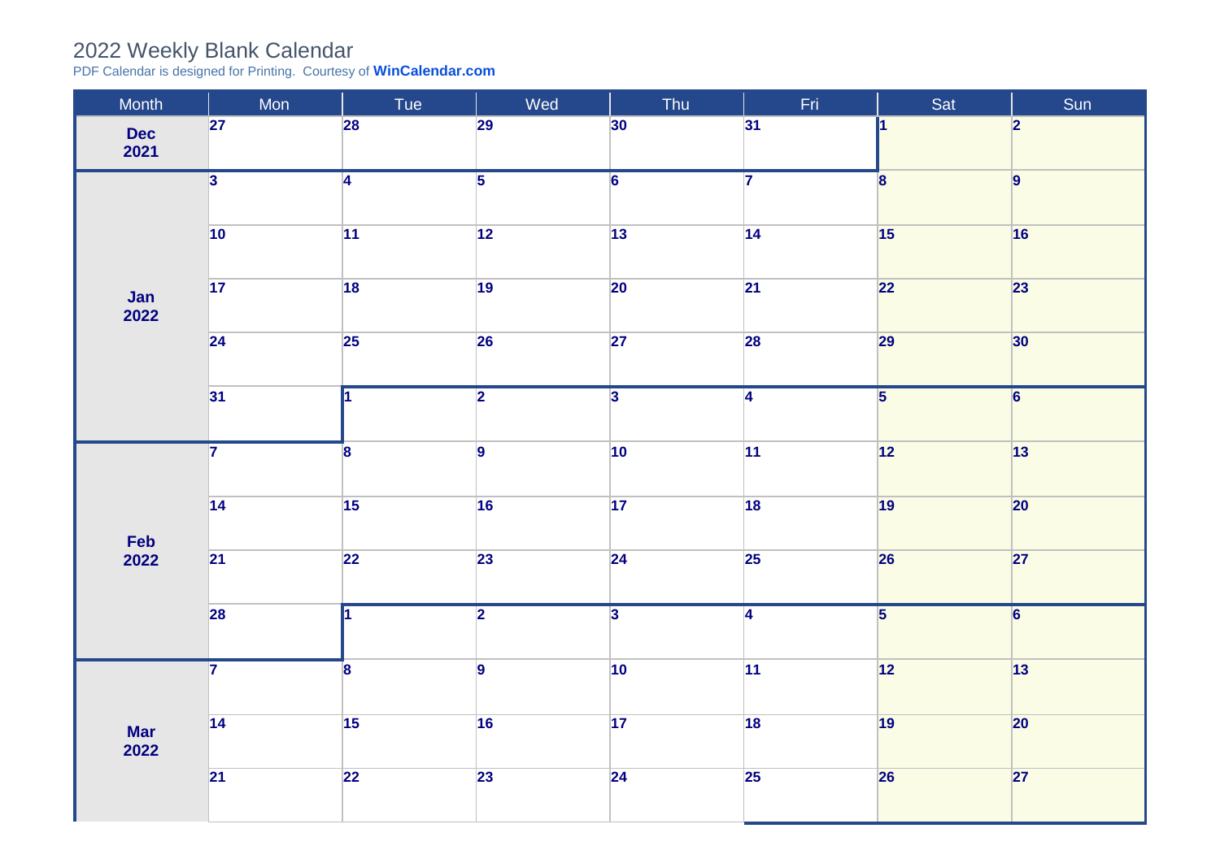# 2022 Weekly Blank Calendar

PDF Calendar is designed for Printing. Courtesy of **WinCalendar.com**

| Month | Mon | Tue | Wed | Thu | Fri | Sat | Sun |
|---|---|---|---|---|---|---|---|
| **Dec 2021** | 27 | 28 | 29 | 30 | 31 | 1 | 2 |
| **Jan 2022** | 3 | 4 | 5 | 6 | 7 | 8 | 9 |
| | 10 | 11 | 12 | 13 | 14 | 15 | 16 |
| | 17 | 18 | 19 | 20 | 21 | 22 | 23 |
| | 24 | 25 | 26 | 27 | 28 | 29 | 30 |
| | 31 | 1 | 2 | 3 | 4 | 5 | 6 |
| **Feb 2022** | 7 | 8 | 9 | 10 | 11 | 12 | 13 |
| | 14 | 15 | 16 | 17 | 18 | 19 | 20 |
| | 21 | 22 | 23 | 24 | 25 | 26 | 27 |
| | 28 | 1 | 2 | 3 | 4 | 5 | 6 |
| **Mar 2022** | 7 | 8 | 9 | 10 | 11 | 12 | 13 |
| | 14 | 15 | 16 | 17 | 18 | 19 | 20 |
| | 21 | 22 | 23 | 24 | 25 | 26 | 27 |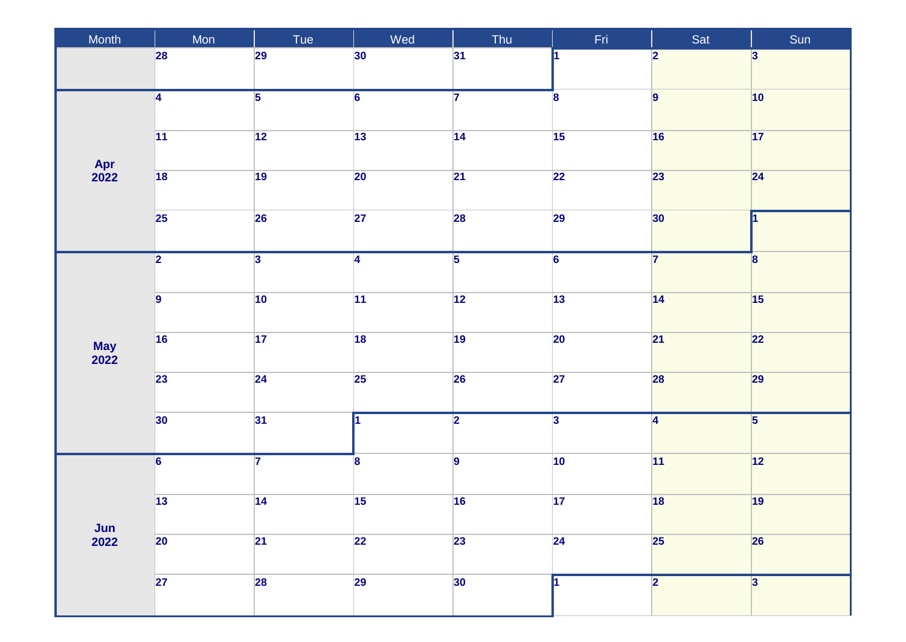| Month | Mon | Tue | Wed | Thu | Fri | Sat | Sun |
| --- | --- | --- | --- | --- | --- | --- | --- |
| | 28 | 29 | 30 | 31 | 1 | 2 | 3 |
| **Apr 2022** | 4 | 5 | 6 | 7 | 8 | 9 | 10 |
| | 11 | 12 | 13 | 14 | 15 | 16 | 17 |
| | 18 | 19 | 20 | 21 | 22 | 23 | 24 |
| | 25 | 26 | 27 | 28 | 29 | 30 | 1 |
| **May 2022** | 2 | 3 | 4 | 5 | 6 | 7 | 8 |
| | 9 | 10 | 11 | 12 | 13 | 14 | 15 |
| | 16 | 17 | 18 | 19 | 20 | 21 | 22 |
| | 23 | 24 | 25 | 26 | 27 | 28 | 29 |
| | 30 | 31 | 1 | 2 | 3 | 4 | 5 |
| **Jun 2022** | 6 | 7 | 8 | 9 | 10 | 11 | 12 |
| | 13 | 14 | 15 | 16 | 17 | 18 | 19 |
| | 20 | 21 | 22 | 23 | 24 | 25 | 26 |
| | 27 | 28 | 29 | 30 | 1 | 2 | 3 |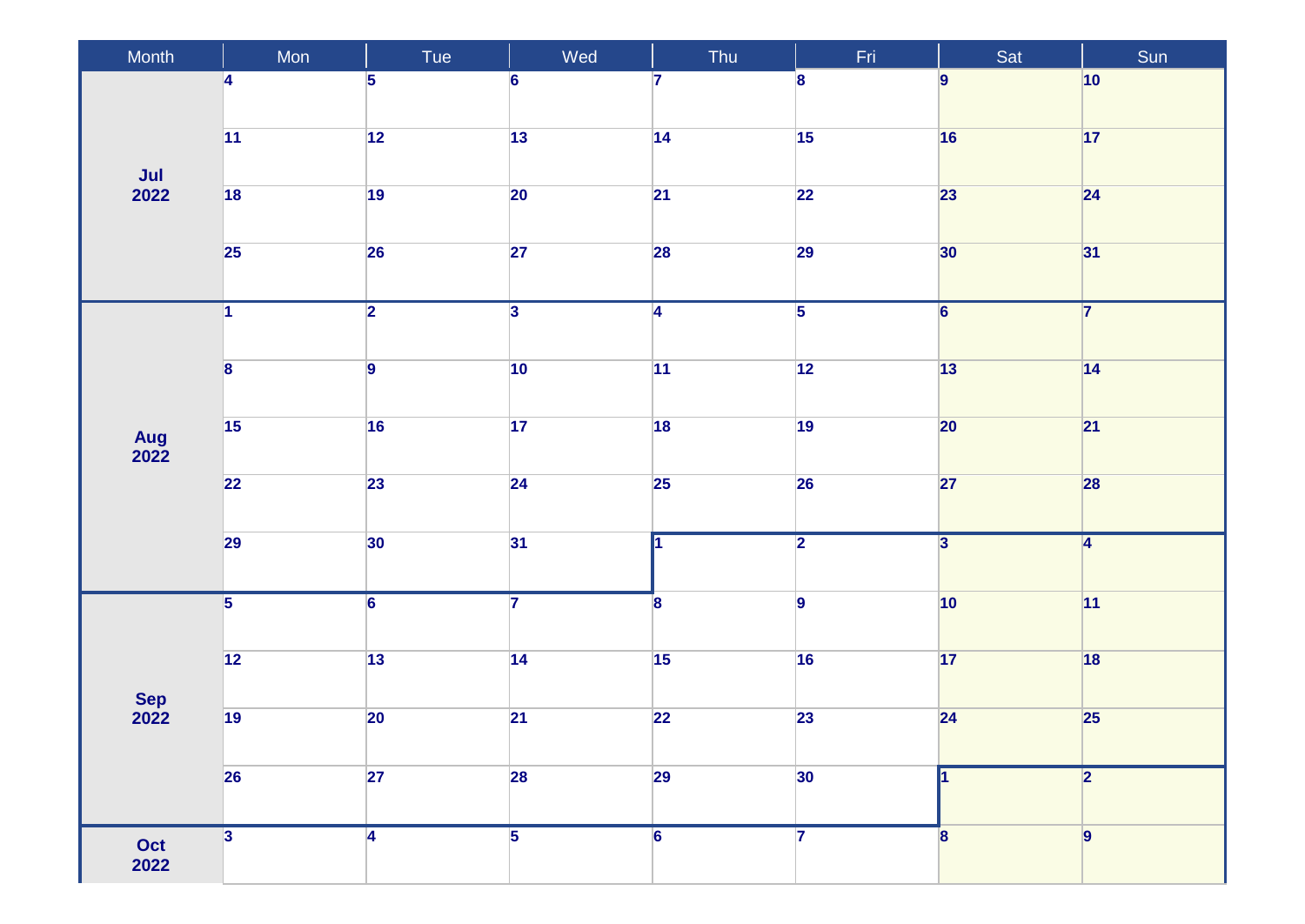| Month | Mon | Tue | Wed | Thu | Fri | Sat | Sun |
| --- | --- | --- | --- | --- | --- | --- | --- |
| Jul 2022 | 4 | 5 | 6 | 7 | 8 | 9 | 10 |
| | 11 | 12 | 13 | 14 | 15 | 16 | 17 |
| | 18 | 19 | 20 | 21 | 22 | 23 | 24 |
| | 25 | 26 | 27 | 28 | 29 | 30 | 31 |
| Aug 2022 | 1 | 2 | 3 | 4 | 5 | 6 | 7 |
| | 8 | 9 | 10 | 11 | 12 | 13 | 14 |
| | 15 | 16 | 17 | 18 | 19 | 20 | 21 |
| | 22 | 23 | 24 | 25 | 26 | 27 | 28 |
| | 29 | 30 | 31 | 1 | 2 | 3 | 4 |
| Sep 2022 | 5 | 6 | 7 | 8 | 9 | 10 | 11 |
| | 12 | 13 | 14 | 15 | 16 | 17 | 18 |
| | 19 | 20 | 21 | 22 | 23 | 24 | 25 |
| | 26 | 27 | 28 | 29 | 30 | 1 | 2 |
| Oct 2022 | 3 | 4 | 5 | 6 | 7 | 8 | 9 |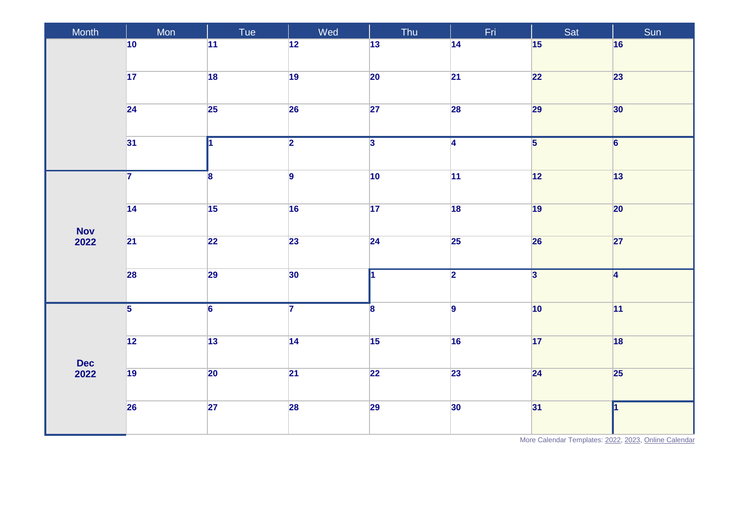| Month | Mon | Tue | Wed | Thu | Fri | Sat | Sun |
|---|---|---|---|---|---|---|---|
| | 10 | 11 | 12 | 13 | 14 | 15 | 16 |
| | 17 | 18 | 19 | 20 | 21 | 22 | 23 |
| | 24 | 25 | 26 | 27 | 28 | 29 | 30 |
| | 31 | 1 | 2 | 3 | 4 | 5 | 6 |
| Nov 2022 | 7 | 8 | 9 | 10 | 11 | 12 | 13 |
| | 14 | 15 | 16 | 17 | 18 | 19 | 20 |
| | 21 | 22 | 23 | 24 | 25 | 26 | 27 |
| | 28 | 29 | 30 | 1 | 2 | 3 | 4 |
| Dec 2022 | 5 | 6 | 7 | 8 | 9 | 10 | 11 |
| | 12 | 13 | 14 | 15 | 16 | 17 | 18 |
| | 19 | 20 | 21 | 22 | 23 | 24 | 25 |
| | 26 | 27 | 28 | 29 | 30 | 31 | 1 |

More Calendar Templates: 2022, 2023, Online Calendar